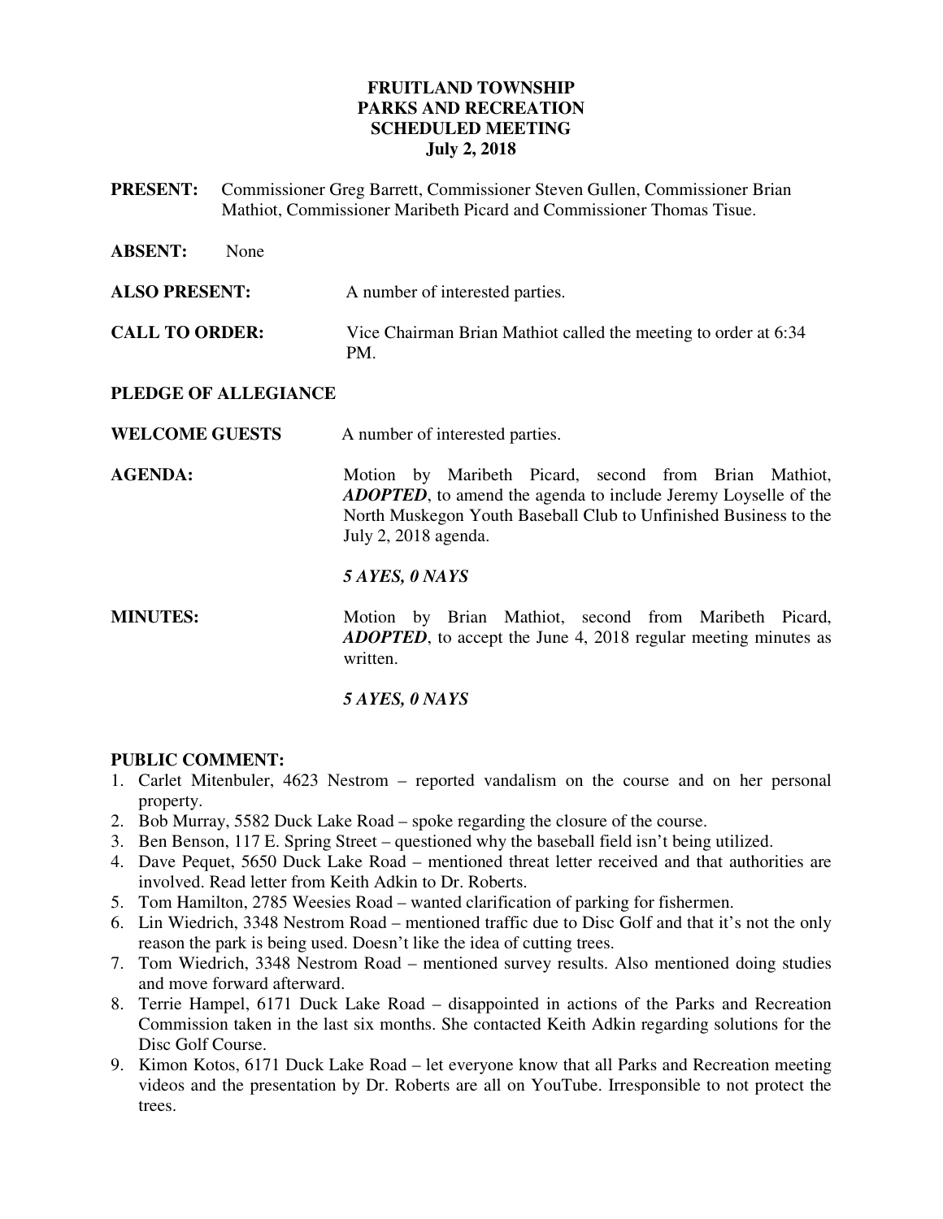# FRUITLAND TOWNSHIP
## PARKS AND RECREATION
## SCHEDULED MEETING
## July 2, 2018

**PRESENT:** Commissioner Greg Barrett, Commissioner Steven Gullen, Commissioner Brian Mathiot, Commissioner Maribeth Picard and Commissioner Thomas Tisue.

**ABSENT:** None

**ALSO PRESENT:** A number of interested parties.

**CALL TO ORDER:** Vice Chairman Brian Mathiot called the meeting to order at 6:34 PM.

**PLEDGE OF ALLEGIANCE**

**WELCOME GUESTS** A number of interested parties.

**AGENDA:** Motion by Maribeth Picard, second from Brian Mathiot, ***ADOPTED***, to amend the agenda to include Jeremy Loyselle of the North Muskegon Youth Baseball Club to Unfinished Business to the July 2, 2018 agenda.

***5 AYES, 0 NAYS***

**MINUTES:** Motion by Brian Mathiot, second from Maribeth Picard, ***ADOPTED***, to accept the June 4, 2018 regular meeting minutes as written.

***5 AYES, 0 NAYS***

**PUBLIC COMMENT:**

1. Carlet Mitenbuler, 4623 Nestrom – reported vandalism on the course and on her personal property.
2. Bob Murray, 5582 Duck Lake Road – spoke regarding the closure of the course.
3. Ben Benson, 117 E. Spring Street – questioned why the baseball field isn't being utilized.
4. Dave Pequet, 5650 Duck Lake Road – mentioned threat letter received and that authorities are involved. Read letter from Keith Adkin to Dr. Roberts.
5. Tom Hamilton, 2785 Weesies Road – wanted clarification of parking for fishermen.
6. Lin Wiedrich, 3348 Nestrom Road – mentioned traffic due to Disc Golf and that it's not the only reason the park is being used. Doesn't like the idea of cutting trees.
7. Tom Wiedrich, 3348 Nestrom Road – mentioned survey results. Also mentioned doing studies and move forward afterward.
8. Terrie Hampel, 6171 Duck Lake Road – disappointed in actions of the Parks and Recreation Commission taken in the last six months. She contacted Keith Adkin regarding solutions for the Disc Golf Course.
9. Kimon Kotos, 6171 Duck Lake Road – let everyone know that all Parks and Recreation meeting videos and the presentation by Dr. Roberts are all on YouTube. Irresponsible to not protect the trees.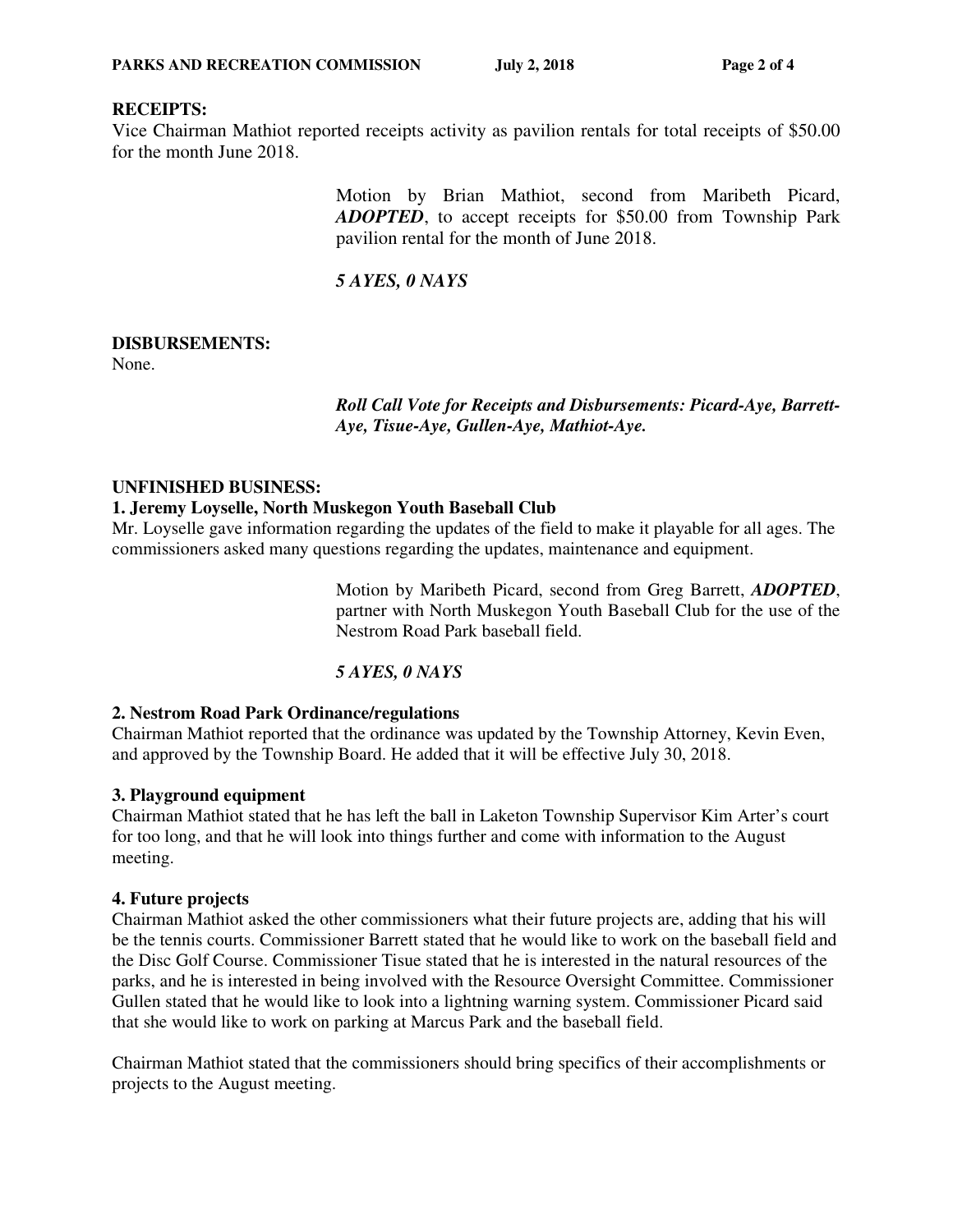**RECEIPTS:**
Vice Chairman Mathiot reported receipts activity as pavilion rentals for total receipts of $50.00 for the month June 2018.

> Motion by Brian Mathiot, second from Maribeth Picard, ***ADOPTED***, to accept receipts for $50.00 from Township Park pavilion rental for the month of June 2018.
>
> ***5 AYES, 0 NAYS***

**DISBURSEMENTS:**
None.

> ***Roll Call Vote for Receipts and Disbursements: Picard-Aye, Barrett-Aye, Tisue-Aye, Gullen-Aye, Mathiot-Aye.***

**UNFINISHED BUSINESS:**

**1. Jeremy Loyselle, North Muskegon Youth Baseball Club**
Mr. Loyselle gave information regarding the updates of the field to make it playable for all ages. The commissioners asked many questions regarding the updates, maintenance and equipment.

> Motion by Maribeth Picard, second from Greg Barrett, ***ADOPTED***, partner with North Muskegon Youth Baseball Club for the use of the Nestrom Road Park baseball field.
>
> ***5 AYES, 0 NAYS***

**2. Nestrom Road Park Ordinance/regulations**
Chairman Mathiot reported that the ordinance was updated by the Township Attorney, Kevin Even, and approved by the Township Board. He added that it will be effective July 30, 2018.

**3. Playground equipment**
Chairman Mathiot stated that he has left the ball in Laketon Township Supervisor Kim Arter's court for too long, and that he will look into things further and come with information to the August meeting.

**4. Future projects**
Chairman Mathiot asked the other commissioners what their future projects are, adding that his will be the tennis courts. Commissioner Barrett stated that he would like to work on the baseball field and the Disc Golf Course. Commissioner Tisue stated that he is interested in the natural resources of the parks, and he is interested in being involved with the Resource Oversight Committee. Commissioner Gullen stated that he would like to look into a lightning warning system. Commissioner Picard said that she would like to work on parking at Marcus Park and the baseball field.

Chairman Mathiot stated that the commissioners should bring specifics of their accomplishments or projects to the August meeting.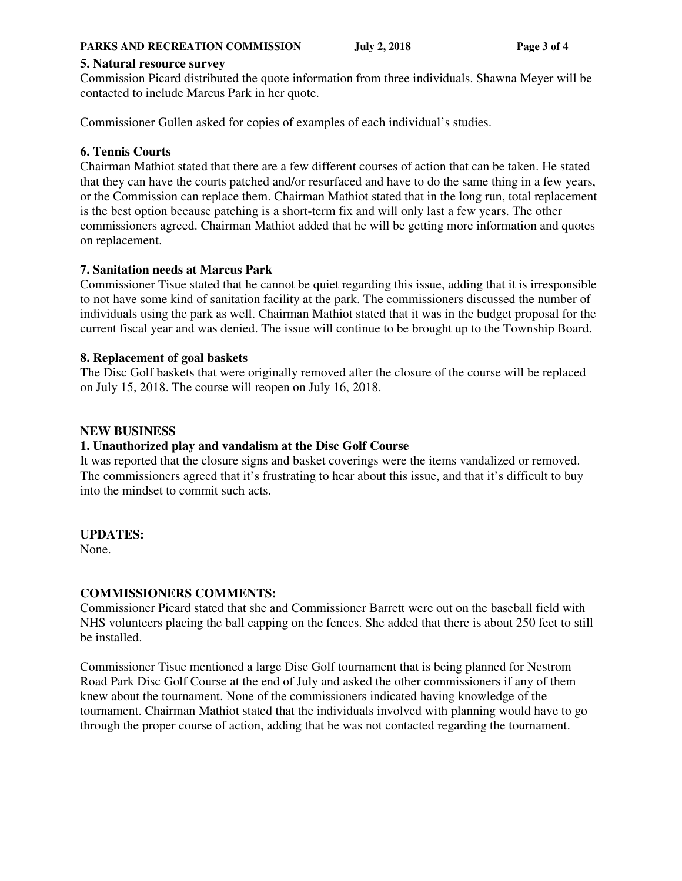**5. Natural resource survey**

Commission Picard distributed the quote information from three individuals. Shawna Meyer will be contacted to include Marcus Park in her quote.

Commissioner Gullen asked for copies of examples of each individual's studies.

**6. Tennis Courts**

Chairman Mathiot stated that there are a few different courses of action that can be taken. He stated that they can have the courts patched and/or resurfaced and have to do the same thing in a few years, or the Commission can replace them. Chairman Mathiot stated that in the long run, total replacement is the best option because patching is a short-term fix and will only last a few years. The other commissioners agreed. Chairman Mathiot added that he will be getting more information and quotes on replacement.

**7. Sanitation needs at Marcus Park**

Commissioner Tisue stated that he cannot be quiet regarding this issue, adding that it is irresponsible to not have some kind of sanitation facility at the park. The commissioners discussed the number of individuals using the park as well. Chairman Mathiot stated that it was in the budget proposal for the current fiscal year and was denied. The issue will continue to be brought up to the Township Board.

**8. Replacement of goal baskets**

The Disc Golf baskets that were originally removed after the closure of the course will be replaced on July 15, 2018. The course will reopen on July 16, 2018.

**NEW BUSINESS**

**1. Unauthorized play and vandalism at the Disc Golf Course**

It was reported that the closure signs and basket coverings were the items vandalized or removed. The commissioners agreed that it's frustrating to hear about this issue, and that it's difficult to buy into the mindset to commit such acts.

**UPDATES:**

None.

**COMMISSIONERS COMMENTS:**

Commissioner Picard stated that she and Commissioner Barrett were out on the baseball field with NHS volunteers placing the ball capping on the fences. She added that there is about 250 feet to still be installed.

Commissioner Tisue mentioned a large Disc Golf tournament that is being planned for Nestrom Road Park Disc Golf Course at the end of July and asked the other commissioners if any of them knew about the tournament. None of the commissioners indicated having knowledge of the tournament. Chairman Mathiot stated that the individuals involved with planning would have to go through the proper course of action, adding that he was not contacted regarding the tournament.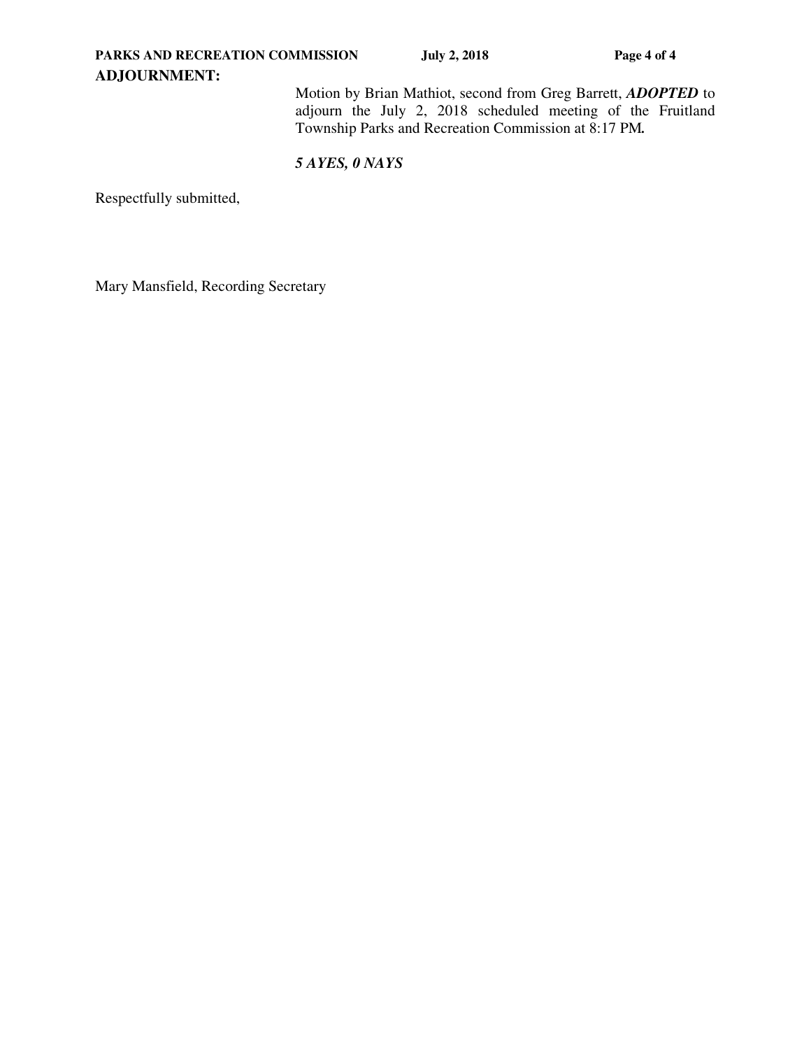**ADJOURNMENT:**

Motion by Brian Mathiot, second from Greg Barrett, ***ADOPTED*** to adjourn the July 2, 2018 scheduled meeting of the Fruitland Township Parks and Recreation Commission at 8:17 PM**.**

***5 AYES, 0 NAYS***

Respectfully submitted,

Mary Mansfield, Recording Secretary